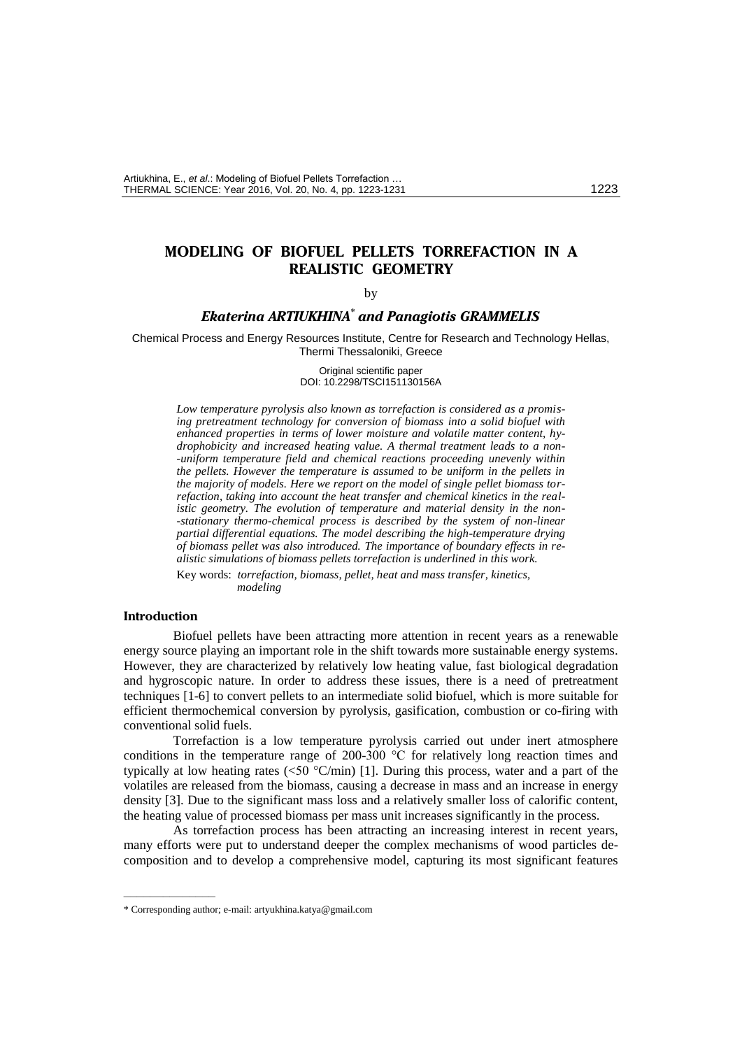# MODELING OF BIOFUEL PELLETS TORREFACTION IN A REALISTIC GEOMETRY

by

***Ekaterina ARTIUKHINA\* and Panagiotis GRAMMELIS***

Chemical Process and Energy Resources Institute, Centre for Research and Technology Hellas, Thermi Thessaloniki, Greece

Original scientific paper
DOI: 10.2298/TSCI151130156A

*Low temperature pyrolysis also known as torrefaction is considered as a promising pretreatment technology for conversion of biomass into a solid biofuel with enhanced properties in terms of lower moisture and volatile matter content, hydrophobicity and increased heating value. A thermal treatment leads to a non-uniform temperature field and chemical reactions proceeding unevenly within the pellets. However the temperature is assumed to be uniform in the pellets in the majority of models. Here we report on the model of single pellet biomass torrefaction, taking into account the heat transfer and chemical kinetics in the realistic geometry. The evolution of temperature and material density in the non-stationary thermo-chemical process is described by the system of non-linear partial differential equations. The model describing the high-temperature drying of biomass pellet was also introduced. The importance of boundary effects in realistic simulations of biomass pellets torrefaction is underlined in this work.*

Key words: *torrefaction, biomass, pellet, heat and mass transfer, kinetics, modeling*

## Introduction

Biofuel pellets have been attracting more attention in recent years as a renewable energy source playing an important role in the shift towards more sustainable energy systems. However, they are characterized by relatively low heating value, fast biological degradation and hygroscopic nature. In order to address these issues, there is a need of pretreatment techniques [1-6] to convert pellets to an intermediate solid biofuel, which is more suitable for efficient thermochemical conversion by pyrolysis, gasification, combustion or co-firing with conventional solid fuels.

Torrefaction is a low temperature pyrolysis carried out under inert atmosphere conditions in the temperature range of 200-300 °C for relatively long reaction times and typically at low heating rates (<50 °C/min) [1]. During this process, water and a part of the volatiles are released from the biomass, causing a decrease in mass and an increase in energy density [3]. Due to the significant mass loss and a relatively smaller loss of calorific content, the heating value of processed biomass per mass unit increases significantly in the process.

As torrefaction process has been attracting an increasing interest in recent years, many efforts were put to understand deeper the complex mechanisms of wood particles decomposition and to develop a comprehensive model, capturing its most significant features

---

\* Corresponding author; e-mail: artyukhina.katya@gmail.com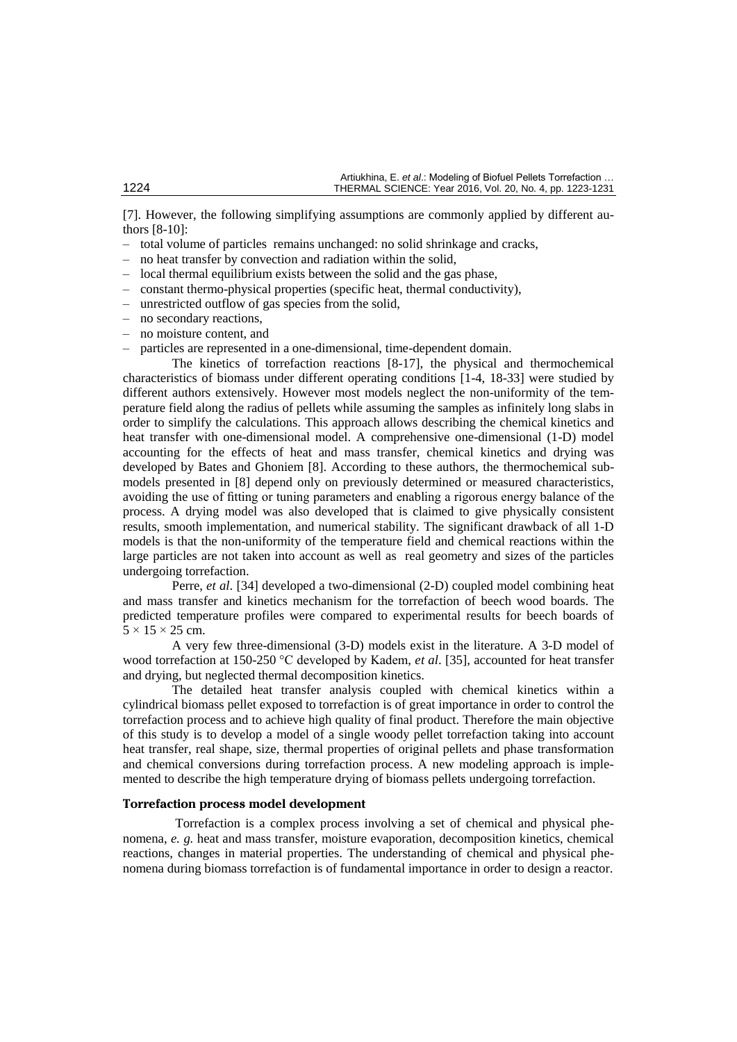[7]. However, the following simplifying assumptions are commonly applied by different authors [8-10]:

- total volume of particles remains unchanged: no solid shrinkage and cracks,
- no heat transfer by convection and radiation within the solid,
- local thermal equilibrium exists between the solid and the gas phase,
- constant thermo-physical properties (specific heat, thermal conductivity),
- unrestricted outflow of gas species from the solid,
- no secondary reactions,
- no moisture content, and
- particles are represented in a one-dimensional, time-dependent domain.

The kinetics of torrefaction reactions [8-17], the physical and thermochemical characteristics of biomass under different operating conditions [1-4, 18-33] were studied by different authors extensively. However most models neglect the non-uniformity of the temperature field along the radius of pellets while assuming the samples as infinitely long slabs in order to simplify the calculations. This approach allows describing the chemical kinetics and heat transfer with one-dimensional model. A comprehensive one-dimensional (1-D) model accounting for the effects of heat and mass transfer, chemical kinetics and drying was developed by Bates and Ghoniem [8]. According to these authors, the thermochemical submodels presented in [8] depend only on previously determined or measured characteristics, avoiding the use of fitting or tuning parameters and enabling a rigorous energy balance of the process. A drying model was also developed that is claimed to give physically consistent results, smooth implementation, and numerical stability. The significant drawback of all 1-D models is that the non-uniformity of the temperature field and chemical reactions within the large particles are not taken into account as well as real geometry and sizes of the particles undergoing torrefaction.

Perre, *et al*. [34] developed a two-dimensional (2-D) coupled model combining heat and mass transfer and kinetics mechanism for the torrefaction of beech wood boards. The predicted temperature profiles were compared to experimental results for beech boards of $5 \times 15 \times 25$ cm.

A very few three-dimensional (3-D) models exist in the literature. A 3-D model of wood torrefaction at 150-250 °C developed by Kadem, *et al*. [35], accounted for heat transfer and drying, but neglected thermal decomposition kinetics.

The detailed heat transfer analysis coupled with chemical kinetics within a cylindrical biomass pellet exposed to torrefaction is of great importance in order to control the torrefaction process and to achieve high quality of final product. Therefore the main objective of this study is to develop a model of a single woody pellet torrefaction taking into account heat transfer, real shape, size, thermal properties of original pellets and phase transformation and chemical conversions during torrefaction process. A new modeling approach is implemented to describe the high temperature drying of biomass pellets undergoing torrefaction.

## Torrefaction process model development

Torrefaction is a complex process involving a set of chemical and physical phenomena, *e. g.* heat and mass transfer, moisture evaporation, decomposition kinetics, chemical reactions, changes in material properties. The understanding of chemical and physical phenomena during biomass torrefaction is of fundamental importance in order to design a reactor.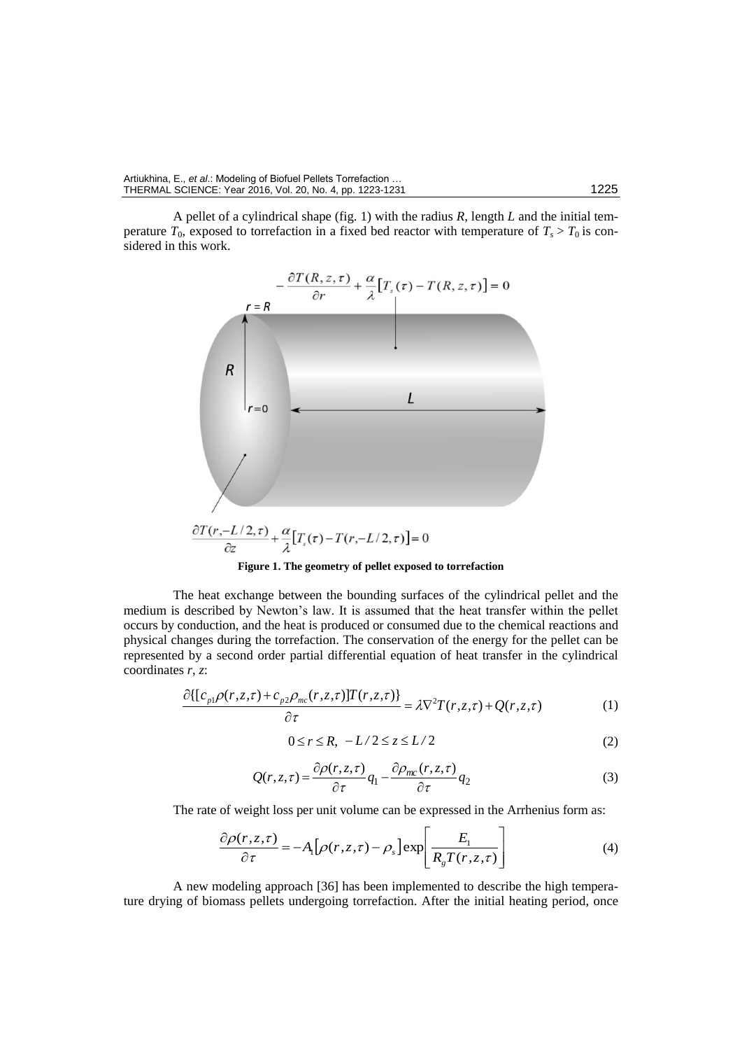A pellet of a cylindrical shape (fig. 1) with the radius $R$, length $L$ and the initial temperature $T_0$, exposed to torrefaction in a fixed bed reactor with temperature of $T_s > T_0$ is considered in this work.

$$-\frac{\partial T(R,z,\tau)}{\partial r} + \frac{\alpha}{\lambda}\left[T_s(\tau) - T(R,z,\tau)\right] = 0$$

$$\frac{\partial T(r,-L/2,\tau)}{\partial z} + \frac{\alpha}{\lambda}\left[T_s(\tau) - T(r,-L/2,\tau)\right] = 0$$

**Figure 1. The geometry of pellet exposed to torrefaction**

The heat exchange between the bounding surfaces of the cylindrical pellet and the medium is described by Newton's law. It is assumed that the heat transfer within the pellet occurs by conduction, and the heat is produced or consumed due to the chemical reactions and physical changes during the torrefaction. The conservation of the energy for the pellet can be represented by a second order partial differential equation of heat transfer in the cylindrical coordinates $r$, $z$:

$$\frac{\partial\{[c_{p1}\rho(r,z,\tau) + c_{p2}\rho_{mc}(r,z,\tau)]T(r,z,\tau)\}}{\partial\tau} = \lambda\nabla^2 T(r,z,\tau) + Q(r,z,\tau) \tag{1}$$

$$0 \le r \le R, \quad -L/2 \le z \le L/2 \tag{2}$$

$$Q(r,z,\tau) = \frac{\partial\rho(r,z,\tau)}{\partial\tau}q_1 - \frac{\partial\rho_{mc}(r,z,\tau)}{\partial\tau}q_2 \tag{3}$$

The rate of weight loss per unit volume can be expressed in the Arrhenius form as:

$$\frac{\partial\rho(r,z,\tau)}{\partial\tau} = -A_1\left[\rho(r,z,\tau) - \rho_s\right]\exp\left[\frac{E_1}{R_g T(r,z,\tau)}\right] \tag{4}$$

A new modeling approach [36] has been implemented to describe the high temperature drying of biomass pellets undergoing torrefaction. After the initial heating period, once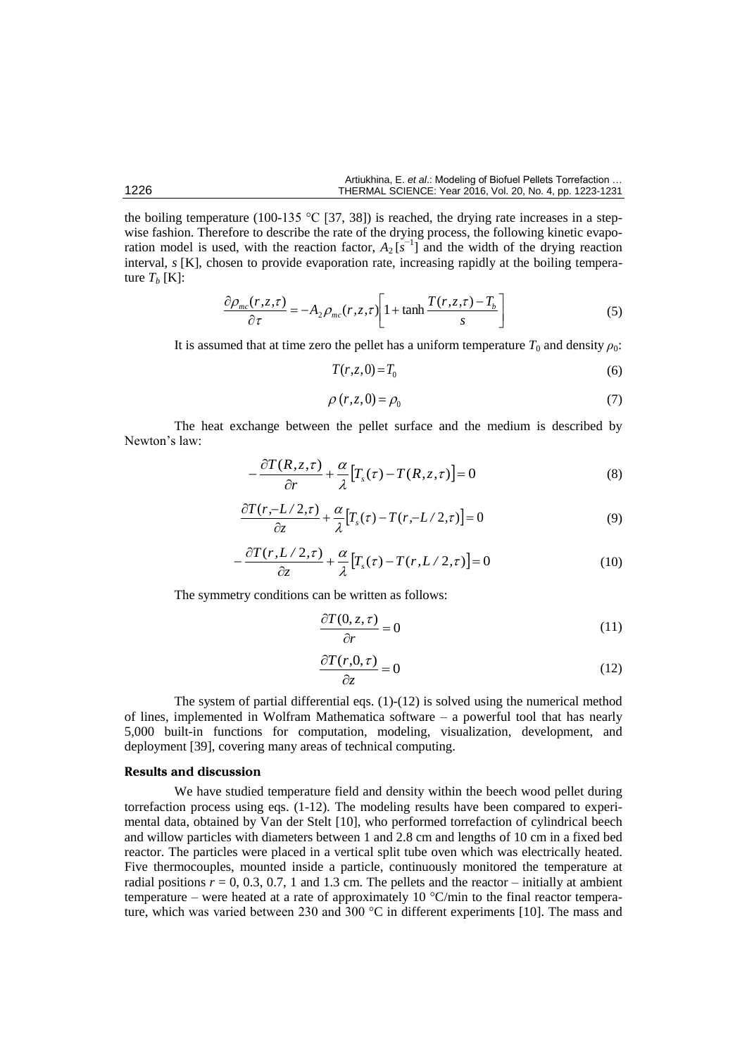the boiling temperature (100-135 °C [37, 38]) is reached, the drying rate increases in a stepwise fashion. Therefore to describe the rate of the drying process, the following kinetic evaporation model is used, with the reaction factor, $A_2$ [$s^{-1}$] and the width of the drying reaction interval, $s$ [K], chosen to provide evaporation rate, increasing rapidly at the boiling temperature $T_b$ [K]:

$$\frac{\partial \rho_{mc}(r,z,\tau)}{\partial \tau} = -A_2 \rho_{mc}(r,z,\tau)\left[1+\tanh\frac{T(r,z,\tau)-T_b}{s}\right] \tag{5}$$

It is assumed that at time zero the pellet has a uniform temperature $T_0$ and density $\rho_0$:

$$T(r,z,0)=T_0 \tag{6}$$

$$\rho(r,z,0)=\rho_0 \tag{7}$$

The heat exchange between the pellet surface and the medium is described by Newton's law:

$$-\frac{\partial T(R,z,\tau)}{\partial r}+\frac{\alpha}{\lambda}\left[T_s(\tau)-T(R,z,\tau)\right]=0 \tag{8}$$

$$\frac{\partial T(r,-L/2,\tau)}{\partial z}+\frac{\alpha}{\lambda}\left[T_s(\tau)-T(r,-L/2,\tau)\right]=0 \tag{9}$$

$$-\frac{\partial T(r,L/2,\tau)}{\partial z}+\frac{\alpha}{\lambda}\left[T_s(\tau)-T(r,L/2,\tau)\right]=0 \tag{10}$$

The symmetry conditions can be written as follows:

$$\frac{\partial T(0,z,\tau)}{\partial r}=0 \tag{11}$$

$$\frac{\partial T(r,0,\tau)}{\partial z}=0 \tag{12}$$

The system of partial differential eqs. (1)-(12) is solved using the numerical method of lines, implemented in Wolfram Mathematica software – a powerful tool that has nearly 5,000 built-in functions for computation, modeling, visualization, development, and deployment [39], covering many areas of technical computing.

## Results and discussion

We have studied temperature field and density within the beech wood pellet during torrefaction process using eqs. (1-12). The modeling results have been compared to experimental data, obtained by Van der Stelt [10], who performed torrefaction of cylindrical beech and willow particles with diameters between 1 and 2.8 cm and lengths of 10 cm in a fixed bed reactor. The particles were placed in a vertical split tube oven which was electrically heated. Five thermocouples, mounted inside a particle, continuously monitored the temperature at radial positions $r = 0$, 0.3, 0.7, 1 and 1.3 cm. The pellets and the reactor – initially at ambient temperature – were heated at a rate of approximately 10 °C/min to the final reactor temperature, which was varied between 230 and 300 °C in different experiments [10]. The mass and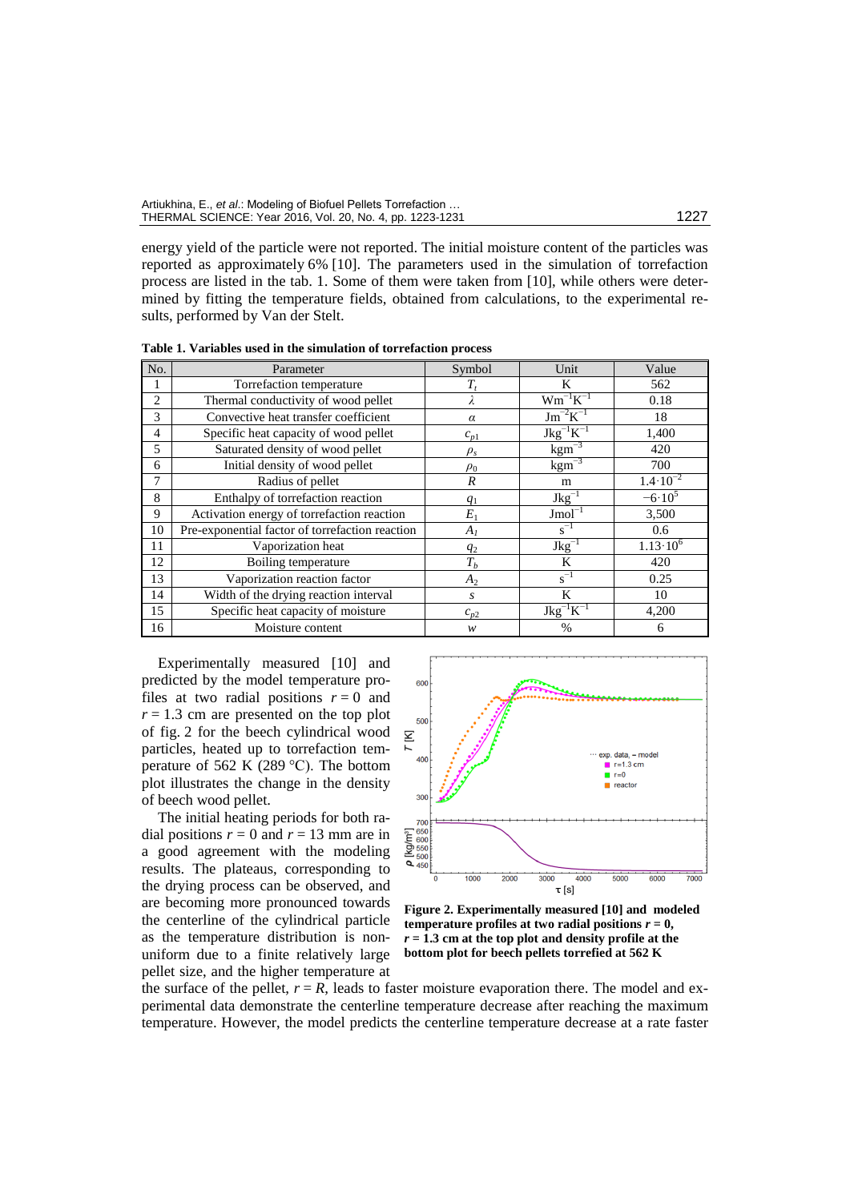energy yield of the particle were not reported. The initial moisture content of the particles was reported as approximately 6% [10]. The parameters used in the simulation of torrefaction process are listed in the tab. 1. Some of them were taken from [10], while others were determined by fitting the temperature fields, obtained from calculations, to the experimental results, performed by Van der Stelt.

**Table 1. Variables used in the simulation of torrefaction process**

| No. | Parameter | Symbol | Unit | Value |
|---|---|---|---|---|
| 1 | Torrefaction temperature | $T_t$ | K | 562 |
| 2 | Thermal conductivity of wood pellet | $\lambda$ | $Wm^{-1}K^{-1}$ | 0.18 |
| 3 | Convective heat transfer coefficient | $\alpha$ | $Jm^{-2}K^{-1}$ | 18 |
| 4 | Specific heat capacity of wood pellet | $c_{p1}$ | $Jkg^{-1}K^{-1}$ | 1,400 |
| 5 | Saturated density of wood pellet | $\rho_s$ | $kgm^{-3}$ | 420 |
| 6 | Initial density of wood pellet | $\rho_0$ | $kgm^{-3}$ | 700 |
| 7 | Radius of pellet | $R$ | m | $1.4 \cdot 10^{-2}$ |
| 8 | Enthalpy of torrefaction reaction | $q_1$ | $Jkg^{-1}$ | $-6 \cdot 10^{5}$ |
| 9 | Activation energy of torrefaction reaction | $E_1$ | $Jmol^{-1}$ | 3,500 |
| 10 | Pre-exponential factor of torrefaction reaction | $A_1$ | $s^{-1}$ | 0.6 |
| 11 | Vaporization heat | $q_2$ | $Jkg^{-1}$ | $1.13 \cdot 10^{6}$ |
| 12 | Boiling temperature | $T_b$ | K | 420 |
| 13 | Vaporization reaction factor | $A_2$ | $s^{-1}$ | 0.25 |
| 14 | Width of the drying reaction interval | $s$ | K | 10 |
| 15 | Specific heat capacity of moisture | $c_{p2}$ | $Jkg^{-1}K^{-1}$ | 4,200 |
| 16 | Moisture content | $w$ | % | 6 |

Experimentally measured [10] and predicted by the model temperature profiles at two radial positions $r = 0$ and $r = 1.3$ cm are presented on the top plot of fig. 2 for the beech cylindrical wood particles, heated up to torrefaction temperature of 562 K (289 °C). The bottom plot illustrates the change in the density of beech wood pellet.

The initial heating periods for both radial positions $r = 0$ and $r = 13$ mm are in a good agreement with the modeling results. The plateaus, corresponding to the drying process can be observed, and are becoming more pronounced towards the centerline of the cylindrical particle as the temperature distribution is non-uniform due to a finite relatively large pellet size, and the higher temperature at the surface of the pellet, $r = R$, leads to faster moisture evaporation there. The model and experimental data demonstrate the centerline temperature decrease after reaching the maximum temperature. However, the model predicts the centerline temperature decrease at a rate faster

**Figure 2. Experimentally measured [10] and modeled temperature profiles at two radial positions $r = 0$, $r = 1.3$ cm at the top plot and density profile at the bottom plot for beech pellets torrefied at 562 K**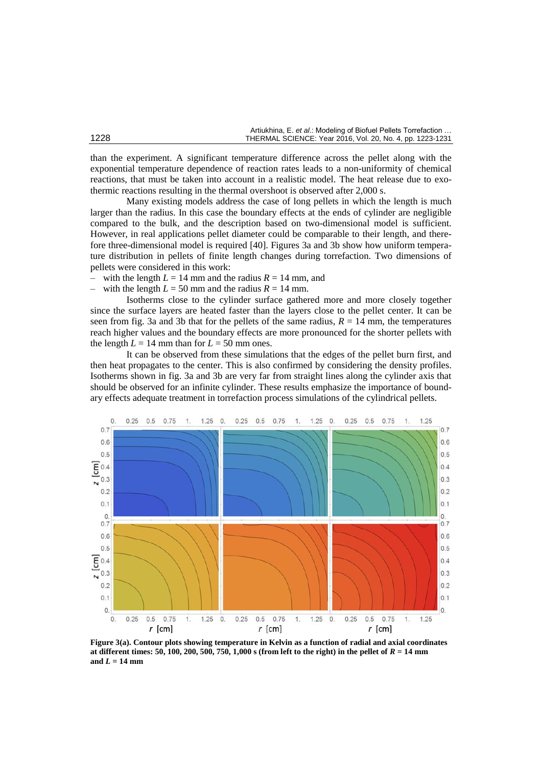than the experiment. A significant temperature difference across the pellet along with the exponential temperature dependence of reaction rates leads to a non-uniformity of chemical reactions, that must be taken into account in a realistic model. The heat release due to exothermic reactions resulting in the thermal overshoot is observed after 2,000 s.

Many existing models address the case of long pellets in which the length is much larger than the radius. In this case the boundary effects at the ends of cylinder are negligible compared to the bulk, and the description based on two-dimensional model is sufficient. However, in real applications pellet diameter could be comparable to their length, and therefore three-dimensional model is required [40]. Figures 3a and 3b show how uniform temperature distribution in pellets of finite length changes during torrefaction. Two dimensions of pellets were considered in this work:

– with the length $L$ = 14 mm and the radius $R$ = 14 mm, and
– with the length $L$ = 50 mm and the radius $R$ = 14 mm.

Isotherms close to the cylinder surface gathered more and more closely together since the surface layers are heated faster than the layers close to the pellet center. It can be seen from fig. 3a and 3b that for the pellets of the same radius, $R$ = 14 mm, the temperatures reach higher values and the boundary effects are more pronounced for the shorter pellets with the length $L$ = 14 mm than for $L$ = 50 mm ones.

It can be observed from these simulations that the edges of the pellet burn first, and then heat propagates to the center. This is also confirmed by considering the density profiles. Isotherms shown in fig. 3a and 3b are very far from straight lines along the cylinder axis that should be observed for an infinite cylinder. These results emphasize the importance of boundary effects adequate treatment in torrefaction process simulations of the cylindrical pellets.

**Figure 3(a). Contour plots showing temperature in Kelvin as a function of radial and axial coordinates at different times: 50, 100, 200, 500, 750, 1,000 s (from left to the right) in the pellet of $R$ = 14 mm and $L$ = 14 mm**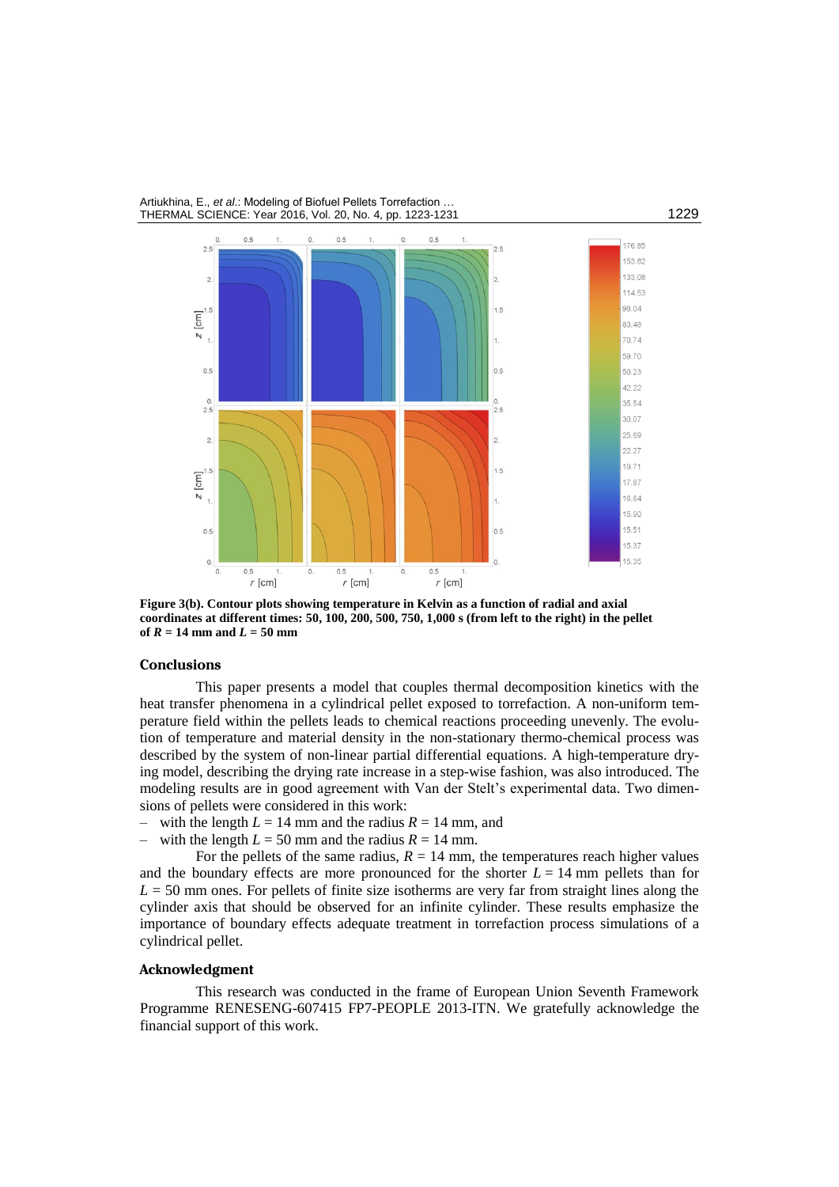**Figure 3(b). Contour plots showing temperature in Kelvin as a function of radial and axial coordinates at different times: 50, 100, 200, 500, 750, 1,000 s (from left to the right) in the pellet of $R$ = 14 mm and $L$ = 50 mm**

## Conclusions

This paper presents a model that couples thermal decomposition kinetics with the heat transfer phenomena in a cylindrical pellet exposed to torrefaction. A non-uniform temperature field within the pellets leads to chemical reactions proceeding unevenly. The evolution of temperature and material density in the non-stationary thermo-chemical process was described by the system of non-linear partial differential equations. A high-temperature drying model, describing the drying rate increase in a step-wise fashion, was also introduced. The modeling results are in good agreement with Van der Stelt's experimental data. Two dimensions of pellets were considered in this work:

- with the length $L$ = 14 mm and the radius $R$ = 14 mm, and
- with the length $L$ = 50 mm and the radius $R$ = 14 mm.

For the pellets of the same radius, $R$ = 14 mm, the temperatures reach higher values and the boundary effects are more pronounced for the shorter $L$ = 14 mm pellets than for $L$ = 50 mm ones. For pellets of finite size isotherms are very far from straight lines along the cylinder axis that should be observed for an infinite cylinder. These results emphasize the importance of boundary effects adequate treatment in torrefaction process simulations of a cylindrical pellet.

## Acknowledgment

This research was conducted in the frame of European Union Seventh Framework Programme RENESENG-607415 FP7-PEOPLE 2013-ITN. We gratefully acknowledge the financial support of this work.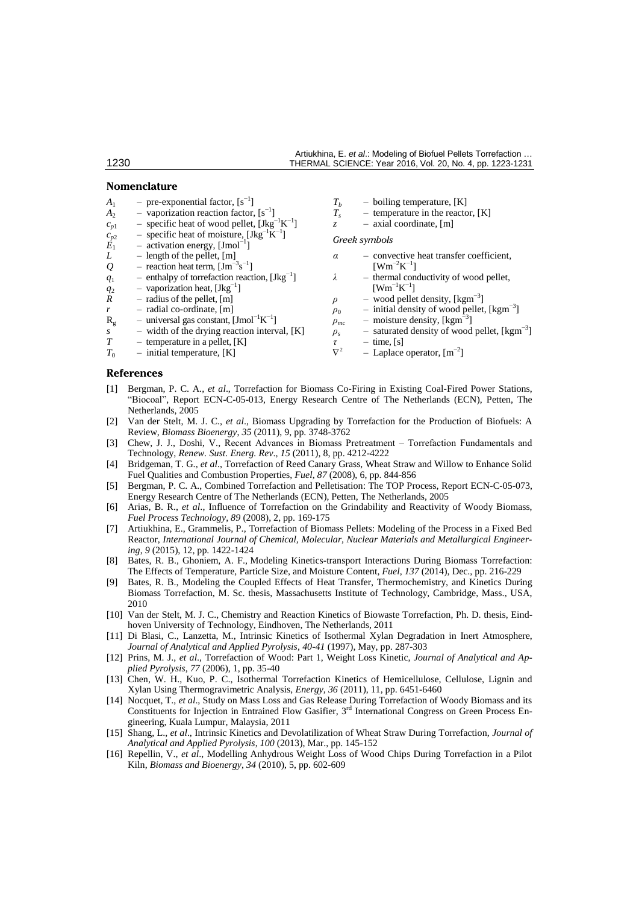## Nomenclature

- $A_1$ – pre-exponential factor, [$s^{-1}$]
- $A_2$ – vaporization reaction factor, [$s^{-1}$]
- $c_{p1}$ – specific heat of wood pellet, [$Jkg^{-1}K^{-1}$]
- $c_{p2}$ – specific heat of moisture, [$Jkg^{-1}K^{-1}$]
- $E_1$ – activation energy, [$Jmol^{-1}$]
- $L$ – length of the pellet, [m]
- $Q$ – reaction heat term, [$Jm^{-3}s^{-1}$]
- $q_1$ – enthalpy of torrefaction reaction, [$Jkg^{-1}$]
- $q_2$ – vaporization heat, [$Jkg^{-1}$]
- $R$ – radius of the pellet, [m]
- $r$ – radial co-ordinate, [m]
- $R_g$ – universal gas constant, [$Jmol^{-1}K^{-1}$]
- $s$ – width of the drying reaction interval, [K]
- $T$ – temperature in a pellet, [K]
- $T_0$ – initial temperature, [K]
- $T_b$ – boiling temperature, [K]
- $T_s$ – temperature in the reactor, [K]
- $z$ – axial coordinate, [m]

### Greek symbols

- $\alpha$ – convective heat transfer coefficient, [$Wm^{-2}K^{-1}$]
- $\lambda$ – thermal conductivity of wood pellet, [$Wm^{-1}K^{-1}$]
- $\rho$ – wood pellet density, [$kgm^{-3}$]
- $\rho_0$ – initial density of wood pellet, [$kgm^{-3}$]
- $\rho_{mc}$ – moisture density, [$kgm^{-3}$]
- $\rho_s$ – saturated density of wood pellet, [$kgm^{-3}$]
- $\tau$ – time, [s]
- $\nabla^2$ – Laplace operator, [$m^{-2}$]

## References

[1] Bergman, P. C. A., *et al*., Torrefaction for Biomass Co-Firing in Existing Coal-Fired Power Stations, "Biocoal", Report ECN-C-05-013, Energy Research Centre of The Netherlands (ECN), Petten, The Netherlands, 2005

[2] Van der Stelt, M. J. C., *et al*., Biomass Upgrading by Torrefaction for the Production of Biofuels: A Review, *Biomass Bioenergy*, *35* (2011), 9, pp. 3748-3762

[3] Chew, J. J., Doshi, V., Recent Advances in Biomass Pretreatment – Torrefaction Fundamentals and Technology, *Renew. Sust. Energ. Rev*., *15* (2011), 8, pp. 4212-4222

[4] Bridgeman, T. G., *et al*., Torrefaction of Reed Canary Grass, Wheat Straw and Willow to Enhance Solid Fuel Qualities and Combustion Properties, *Fuel*, *87* (2008), 6, pp. 844-856

[5] Bergman, P. C. A., Combined Torrefaction and Pelletisation: The TOP Process, Report ECN-C-05-073, Energy Research Centre of The Netherlands (ECN), Petten, The Netherlands, 2005

[6] Arias, B. R., *et al*., Influence of Torrefaction on the Grindability and Reactivity of Woody Biomass, *Fuel Process Technology*, *89* (2008), 2, pp. 169-175

[7] Artiukhina, E., Grammelis, P., Torrefaction of Biomass Pellets: Modeling of the Process in a Fixed Bed Reactor, *International Journal of Chemical, Molecular, Nuclear Materials and Metallurgical Engineering*, *9* (2015), 12, pp. 1422-1424

[8] Bates, R. B., Ghoniem, A. F., Modeling Kinetics-transport Interactions During Biomass Torrefaction: The Effects of Temperature, Particle Size, and Moisture Content, *Fuel*, *137* (2014), Dec., pp. 216-229

[9] Bates, R. B., Modeling the Coupled Effects of Heat Transfer, Thermochemistry, and Kinetics During Biomass Torrefaction, M. Sc. thesis, Massachusetts Institute of Technology, Cambridge, Mass., USA, 2010

[10] Van der Stelt, M. J. C., Chemistry and Reaction Kinetics of Biowaste Torrefaction, Ph. D. thesis, Eindhoven University of Technology, Eindhoven, The Netherlands, 2011

[11] Di Blasi, C., Lanzetta, M., Intrinsic Kinetics of Isothermal Xylan Degradation in Inert Atmosphere, *Journal of Analytical and Applied Pyrolysis*, *40-41* (1997), May, pp. 287-303

[12] Prins, M. J., *et al*., Torrefaction of Wood: Part 1, Weight Loss Kinetic, *Journal of Analytical and Applied Pyrolysis*, *77* (2006), 1, pp. 35-40

[13] Chen, W. H., Kuo, P. C., Isothermal Torrefaction Kinetics of Hemicellulose, Cellulose, Lignin and Xylan Using Thermogravimetric Analysis, *Energy*, *36* (2011), 11, pp. 6451-6460

[14] Nocquet, T., *et al*., Study on Mass Loss and Gas Release During Torrefaction of Woody Biomass and its Constituents for Injection in Entrained Flow Gasifier, 3rd International Congress on Green Process Engineering, Kuala Lumpur, Malaysia, 2011

[15] Shang, L., *et al*., Intrinsic Kinetics and Devolatilization of Wheat Straw During Torrefaction, *Journal of Analytical and Applied Pyrolysis*, *100* (2013), Mar., pp. 145-152

[16] Repellin, V., *et al*., Modelling Anhydrous Weight Loss of Wood Chips During Torrefaction in a Pilot Kiln, *Biomass and Bioenergy*, *34* (2010), 5, pp. 602-609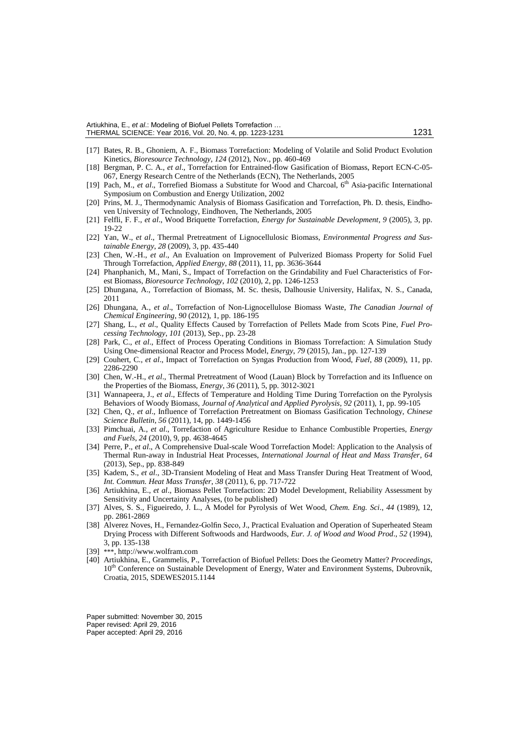[17] Bates, R. B., Ghoniem, A. F., Biomass Torrefaction: Modeling of Volatile and Solid Product Evolution Kinetics, *Bioresource Technology*, *124* (2012), Nov., pp. 460-469

[18] Bergman, P. C. A., *et al*., Torrefaction for Entrained-flow Gasification of Biomass, Report ECN-C-05-067, Energy Research Centre of the Netherlands (ECN), The Netherlands, 2005

[19] Pach, M., *et al*., Torrefied Biomass a Substitute for Wood and Charcoal, 6th Asia-pacific International Symposium on Combustion and Energy Utilization, 2002

[20] Prins, M. J., Thermodynamic Analysis of Biomass Gasification and Torrefaction, Ph. D. thesis, Eindhoven University of Technology, Eindhoven, The Netherlands, 2005

[21] Felfli, F. F., *et al*., Wood Briquette Torrefaction, *Energy for Sustainable Development*, *9* (2005), 3, pp. 19-22

[22] Yan, W., *et al*., Thermal Pretreatment of Lignocellulosic Biomass, *Environmental Progress and Sustainable Energy*, *28* (2009), 3, pp. 435-440

[23] Chen, W.-H., *et al*., An Evaluation on Improvement of Pulverized Biomass Property for Solid Fuel Through Torrefaction, *Applied Energy*, *88* (2011), 11, pp. 3636-3644

[24] Phanphanich, M., Mani, S., Impact of Torrefaction on the Grindability and Fuel Characteristics of Forest Biomass, *Bioresource Technology*, *102* (2010), 2, pp. 1246-1253

[25] Dhungana, A., Torrefaction of Biomass, M. Sc. thesis, Dalhousie University, Halifax, N. S., Canada, 2011

[26] Dhungana, A., *et al*., Torrefaction of Non-Lignocellulose Biomass Waste, *The Canadian Journal of Chemical Engineering*, *90* (2012), 1, pp. 186-195

[27] Shang, L., *et al*., Quality Effects Caused by Torrefaction of Pellets Made from Scots Pine, *Fuel Processing Technology*, *101* (2013), Sep., pp. 23-28

[28] Park, C., *et al*., Effect of Process Operating Conditions in Biomass Torrefaction: A Simulation Study Using One-dimensional Reactor and Process Model, *Energy*, *79* (2015), Jan., pp. 127-139

[29] Couhert, C., *et al*., Impact of Torrefaction on Syngas Production from Wood, *Fuel*, *88* (2009), 11, pp. 2286-2290

[30] Chen, W.-H., *et al*., Thermal Pretreatment of Wood (Lauan) Block by Torrefaction and its Influence on the Properties of the Biomass, *Energy*, *36* (2011), 5, pp. 3012-3021

[31] Wannapeera, J., *et al*., Effects of Temperature and Holding Time During Torrefaction on the Pyrolysis Behaviors of Woody Biomass, *Journal of Analytical and Applied Pyrolysis*, *92* (2011), 1, pp. 99-105

[32] Chen, Q., *et al*., Influence of Torrefaction Pretreatment on Biomass Gasification Technology, *Chinese Science Bulletin*, *56* (2011), 14, pp. 1449-1456

[33] Pimchuai, A., *et al*., Torrefaction of Agriculture Residue to Enhance Combustible Properties, *Energy and Fuels*, *24* (2010), 9, pp. 4638-4645

[34] Perre, P., *et al*., A Comprehensive Dual-scale Wood Torrefaction Model: Application to the Analysis of Thermal Run-away in Industrial Heat Processes, *International Journal of Heat and Mass Transfer*, *64* (2013), Sep., pp. 838-849

[35] Kadem, S., *et al*., 3D-Transient Modeling of Heat and Mass Transfer During Heat Treatment of Wood, *Int. Commun. Heat Mass Transfer*, *38* (2011), 6, pp. 717-722

[36] Artiukhina, E., *et al*., Biomass Pellet Torrefaction: 2D Model Development, Reliability Assessment by Sensitivity and Uncertainty Analyses, (to be published)

[37] Alves, S. S., Figueiredo, J. L., A Model for Pyrolysis of Wet Wood, *Chem. Eng. Sci*., *44* (1989), 12, pp. 2861-2869

[38] Alverez Noves, H., Fernandez-Golfin Seco, J., Practical Evaluation and Operation of Superheated Steam Drying Process with Different Softwoods and Hardwoods, *Eur. J. of Wood and Wood Prod*., *52* (1994), 3, pp. 135-138

[39] \*\*\*, http://www.wolfram.com

[40] Artiukhina, E., Grammelis, P., Torrefaction of Biofuel Pellets: Does the Geometry Matter? *Proceedings*, 10th Conference on Sustainable Development of Energy, Water and Environment Systems, Dubrovnik, Croatia, 2015, SDEWES2015.1144

Paper submitted: November 30, 2015
Paper revised: April 29, 2016
Paper accepted: April 29, 2016